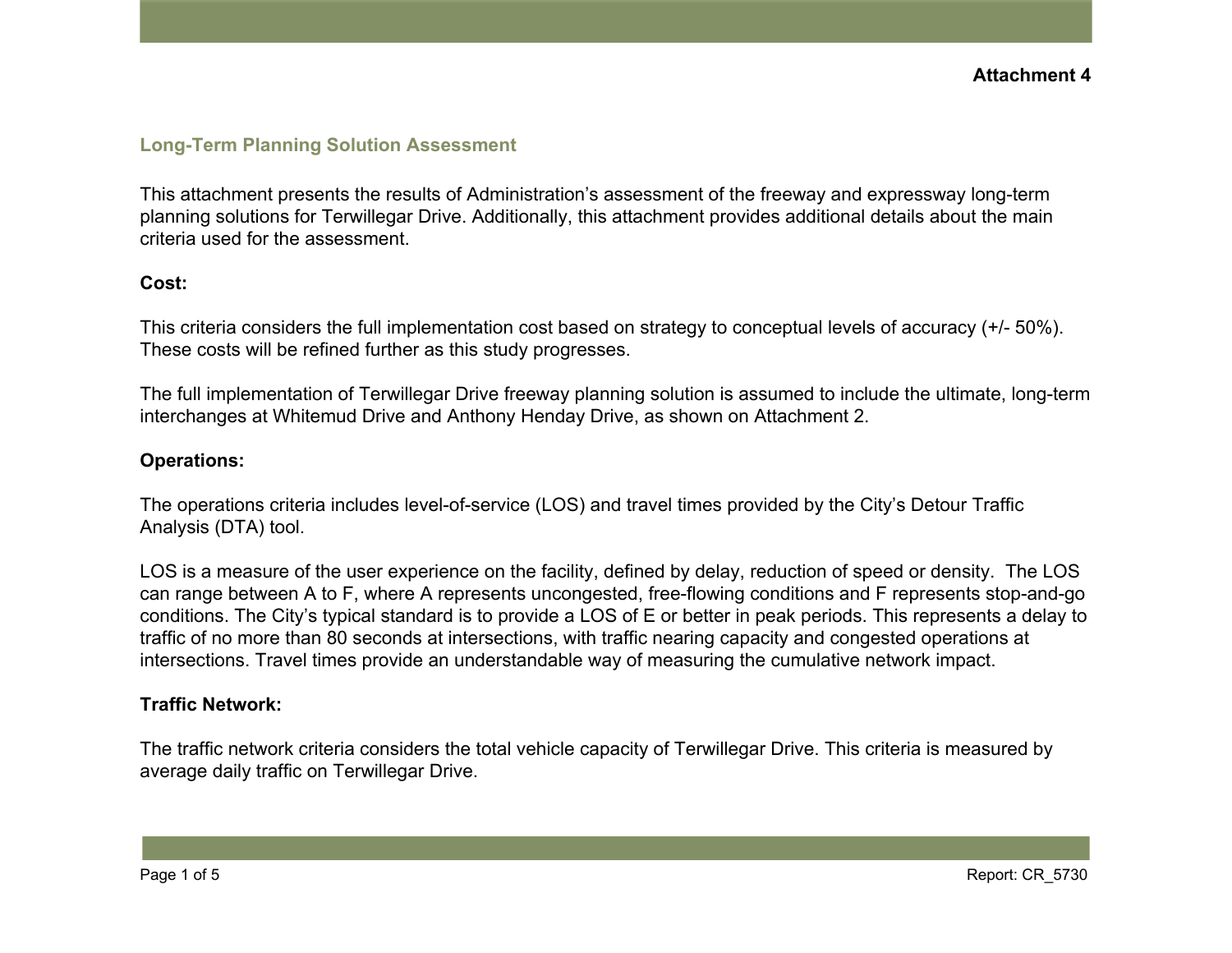**Attachment 4**

## Long-Term Planning Solution Assessment

This attachment presents the results of Administration's assessment of the freeway and expressway long-term planning solutions for Terwillegar Drive. Additionally, this attachment provides additional details about the main criteria used for the assessment.

**Cost:**

This criteria considers the full implementation cost based on strategy to conceptual levels of accuracy (+/- 50%). These costs will be refined further as this study progresses.

The full implementation of Terwillegar Drive freeway planning solution is assumed to include the ultimate, long-term interchanges at Whitemud Drive and Anthony Henday Drive, as shown on Attachment 2.

**Operations:**

The operations criteria includes level-of-service (LOS) and travel times provided by the City's Detour Traffic Analysis (DTA) tool.

LOS is a measure of the user experience on the facility, defined by delay, reduction of speed or density. The LOS can range between A to F, where A represents uncongested, free-flowing conditions and F represents stop-and-go conditions. The City's typical standard is to provide a LOS of E or better in peak periods. This represents a delay to traffic of no more than 80 seconds at intersections, with traffic nearing capacity and congested operations at intersections. Travel times provide an understandable way of measuring the cumulative network impact.

**Traffic Network:**

The traffic network criteria considers the total vehicle capacity of Terwillegar Drive. This criteria is measured by average daily traffic on Terwillegar Drive.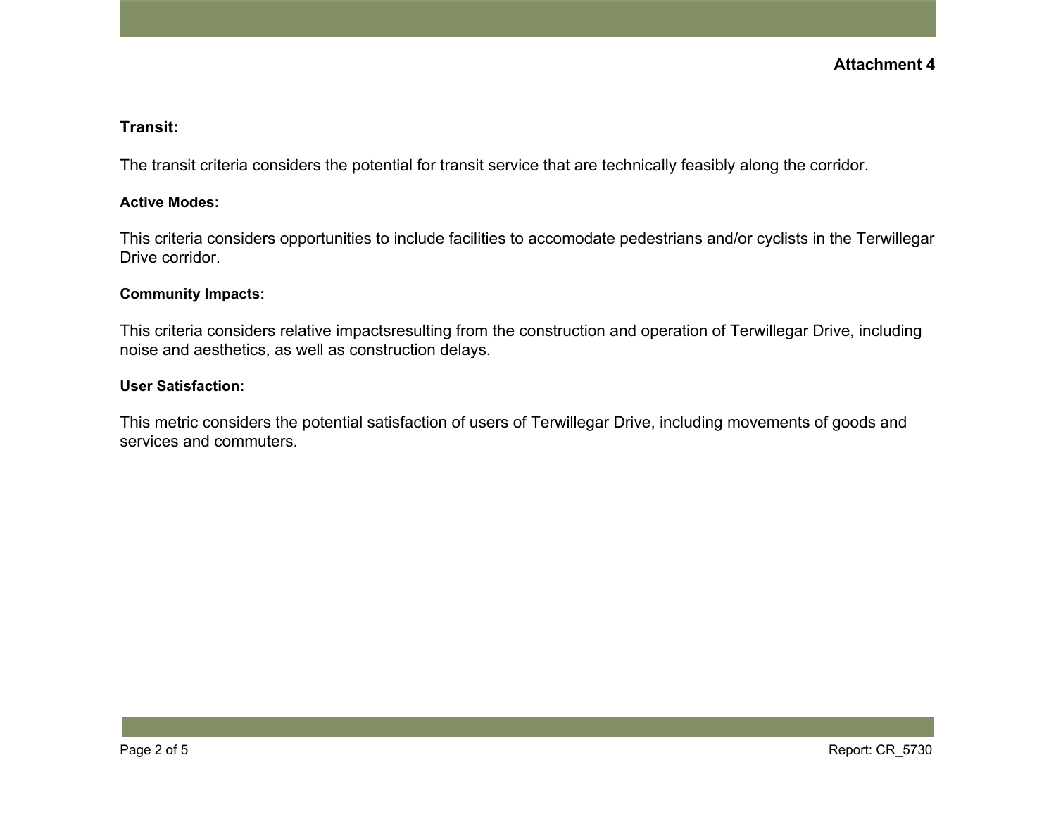**Attachment 4**

**Transit:**

The transit criteria considers the potential for transit service that are technically feasibly along the corridor.

**Active Modes:**

This criteria considers opportunities to include facilities to accomodate pedestrians and/or cyclists in the Terwillegar Drive corridor.

**Community Impacts:**

This criteria considers relative impactsresulting from the construction and operation of Terwillegar Drive, including noise and aesthetics, as well as construction delays.

**User Satisfaction:**

This metric considers the potential satisfaction of users of Terwillegar Drive, including movements of goods and services and commuters.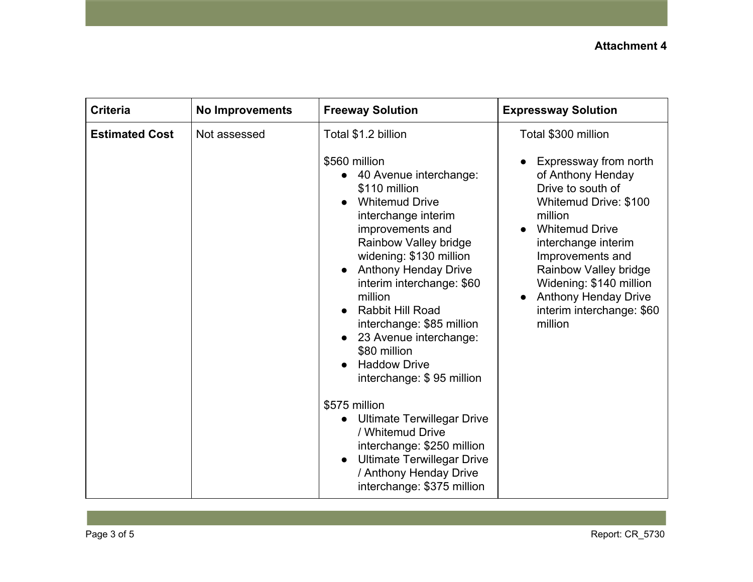**Attachment 4**

| Criteria | No Improvements | Freeway Solution | Expressway Solution |
|---|---|---|---|
| **Estimated Cost** | Not assessed | Total $1.2 billion<br><br>$560 million<br>• 40 Avenue interchange: $110 million<br>• Whitemud Drive interchange interim improvements and Rainbow Valley bridge widening: $130 million<br>• Anthony Henday Drive interim interchange: $60 million<br>• Rabbit Hill Road interchange: $85 million<br>• 23 Avenue interchange: $80 million<br>• Haddow Drive interchange: $ 95 million<br><br>$575 million<br>• Ultimate Terwillegar Drive / Whitemud Drive interchange: $250 million<br>• Ultimate Terwillegar Drive / Anthony Henday Drive interchange: $375 million | Total $300 million<br><br>• Expressway from north of Anthony Henday Drive to south of Whitemud Drive: $100 million<br>• Whitemud Drive interchange interim Improvements and Rainbow Valley bridge Widening: $140 million<br>• Anthony Henday Drive interim interchange: $60 million |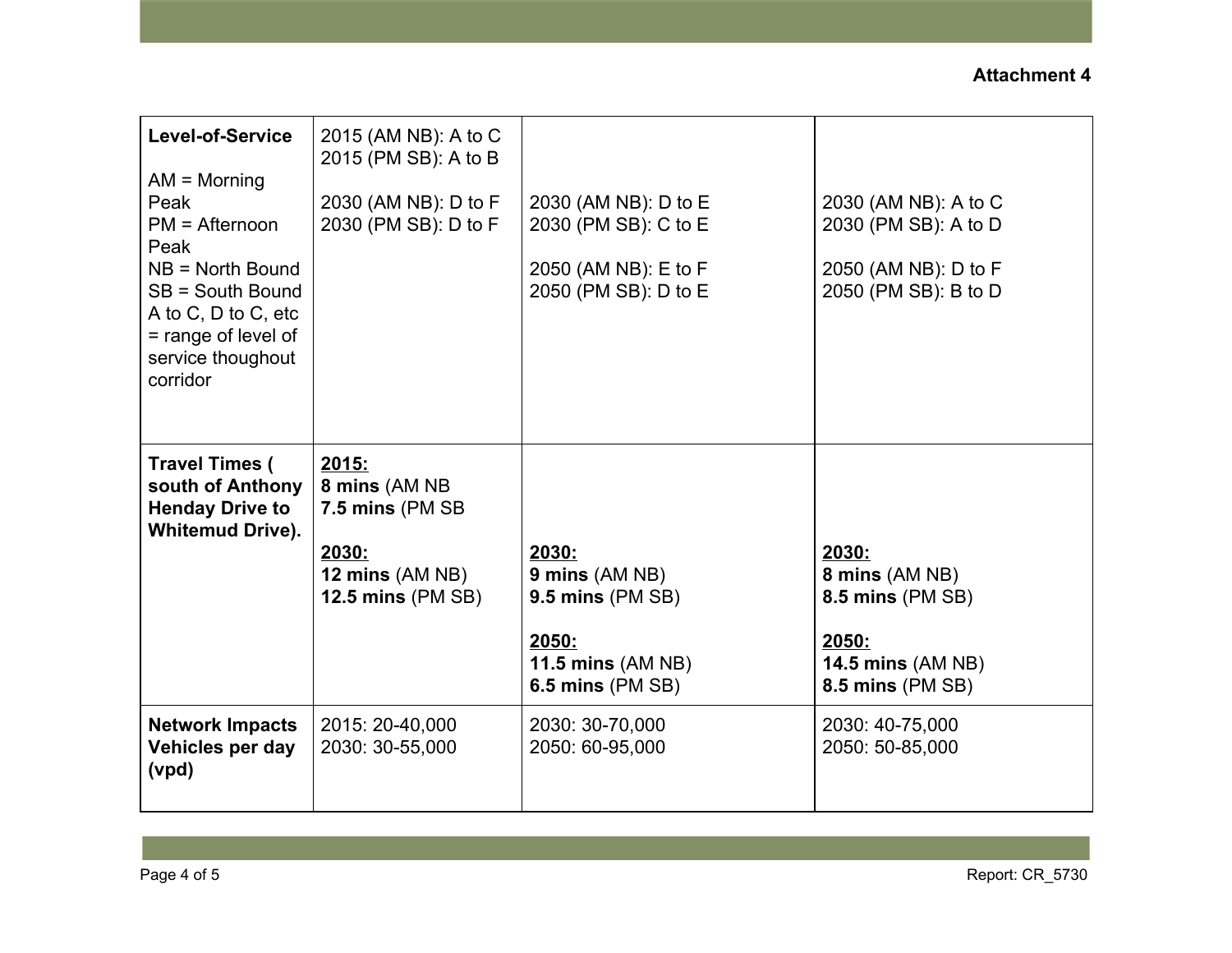**Attachment 4**

| **Level-of-Service**<br><br>AM = Morning Peak<br>PM = Afternoon Peak<br>NB = North Bound<br>SB = South Bound<br>A to C, D to C, etc = range of level of service thoughout corridor | 2015 (AM NB): A to C<br>2015 (PM SB): A to B<br><br>2030 (AM NB): D to F<br>2030 (PM SB): D to F | 2030 (AM NB): D to E<br>2030 (PM SB): C to E<br><br>2050 (AM NB): E to F<br>2050 (PM SB): D to E | 2030 (AM NB): A to C<br>2030 (PM SB): A to D<br><br>2050 (AM NB): D to F<br>2050 (PM SB): B to D |
|---|---|---|---|
| **Travel Times ( south of Anthony Henday Drive to Whitemud Drive).** | **2015:**<br>**8 mins** (AM NB<br>**7.5 mins** (PM SB<br><br>**2030:**<br>**12 mins** (AM NB)<br>**12.5 mins** (PM SB) | **2030:**<br>**9 mins** (AM NB)<br>**9.5 mins** (PM SB)<br><br>**2050:**<br>**11.5 mins** (AM NB)<br>**6.5 mins** (PM SB) | **2030:**<br>**8 mins** (AM NB)<br>**8.5 mins** (PM SB)<br><br>**2050:**<br>**14.5 mins** (AM NB)<br>**8.5 mins** (PM SB) |
| **Network Impacts Vehicles per day (vpd)** | 2015: 20-40,000<br>2030: 30-55,000 | 2030: 30-70,000<br>2050: 60-95,000 | 2030: 40-75,000<br>2050: 50-85,000 |

Report: CR_5730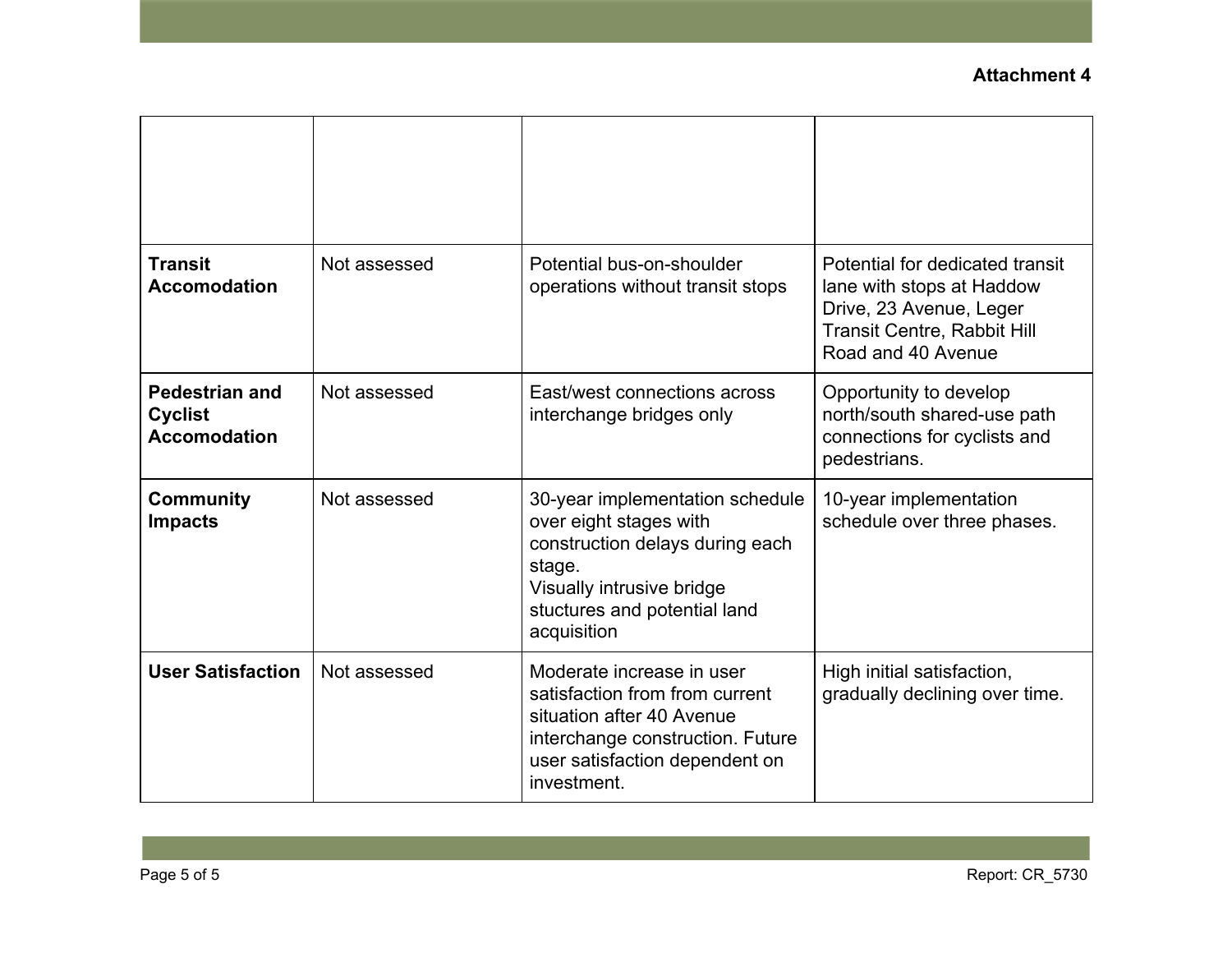**Attachment 4**

| | | | |
|---|---|---|---|
| | | | |
| **Transit Accomodation** | Not assessed | Potential bus-on-shoulder operations without transit stops | Potential for dedicated transit lane with stops at Haddow Drive, 23 Avenue, Leger Transit Centre, Rabbit Hill Road and 40 Avenue |
| **Pedestrian and Cyclist Accomodation** | Not assessed | East/west connections across interchange bridges only | Opportunity to develop north/south shared-use path connections for cyclists and pedestrians. |
| **Community Impacts** | Not assessed | 30-year implementation schedule over eight stages with construction delays during each stage.<br>Visually intrusive bridge stuctures and potential land acquisition | 10-year implementation schedule over three phases. |
| **User Satisfaction** | Not assessed | Moderate increase in user satisfaction from from current situation after 40 Avenue interchange construction. Future user satisfaction dependent on investment. | High initial satisfaction, gradually declining over time. |

Report: CR_5730